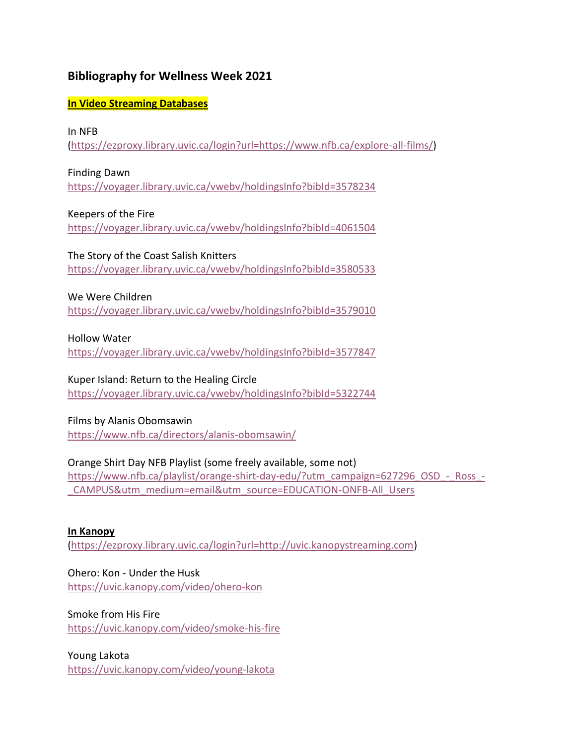## Bibliography for Wellness Week 2021

**In Video Streaming Databases**

In NFB
(https://ezproxy.library.uvic.ca/login?url=https://www.nfb.ca/explore-all-films/)

Finding Dawn
https://voyager.library.uvic.ca/vwebv/holdingsInfo?bibId=3578234

Keepers of the Fire
https://voyager.library.uvic.ca/vwebv/holdingsInfo?bibId=4061504

The Story of the Coast Salish Knitters
https://voyager.library.uvic.ca/vwebv/holdingsInfo?bibId=3580533

We Were Children
https://voyager.library.uvic.ca/vwebv/holdingsInfo?bibId=3579010

Hollow Water
https://voyager.library.uvic.ca/vwebv/holdingsInfo?bibId=3577847

Kuper Island: Return to the Healing Circle
https://voyager.library.uvic.ca/vwebv/holdingsInfo?bibId=5322744

Films by Alanis Obomsawin
https://www.nfb.ca/directors/alanis-obomsawin/

Orange Shirt Day NFB Playlist (some freely available, some not)
https://www.nfb.ca/playlist/orange-shirt-day-edu/?utm_campaign=627296_OSD_-_Ross_-_CAMPUS&utm_medium=email&utm_source=EDUCATION-ONFB-All_Users

**In Kanopy**
(https://ezproxy.library.uvic.ca/login?url=http://uvic.kanopystreaming.com)

Ohero: Kon - Under the Husk
https://uvic.kanopy.com/video/ohero-kon

Smoke from His Fire
https://uvic.kanopy.com/video/smoke-his-fire

Young Lakota
https://uvic.kanopy.com/video/young-lakota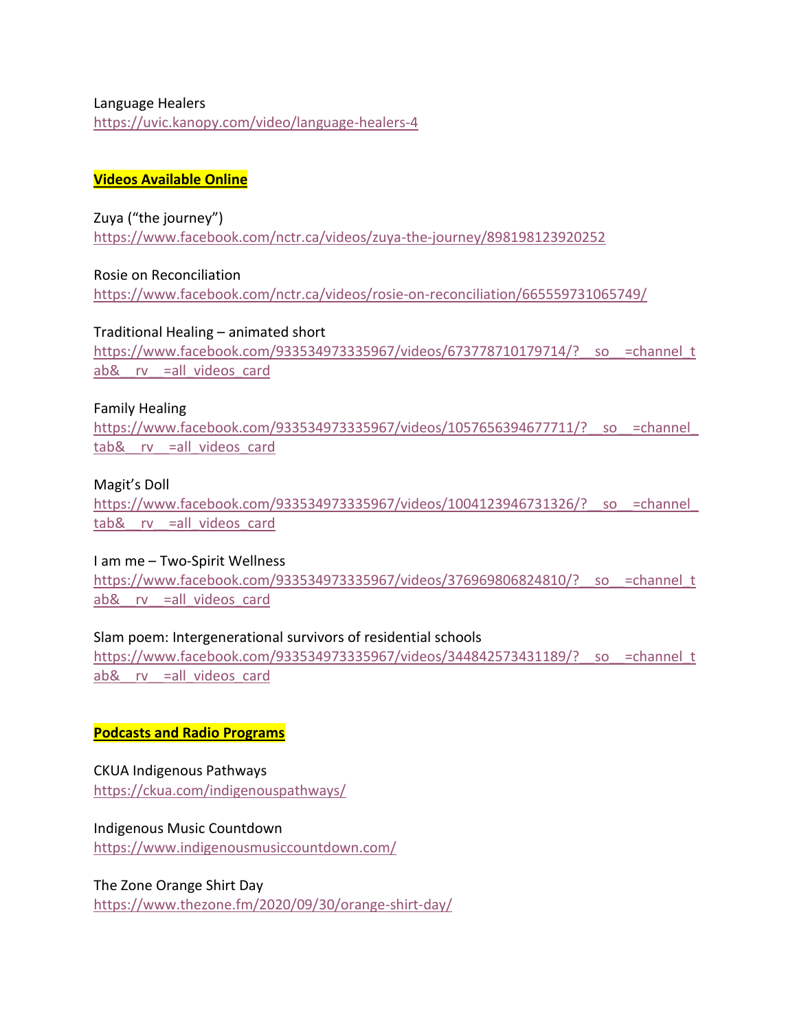Language Healers
https://uvic.kanopy.com/video/language-healers-4

## **Videos Available Online**

Zuya ("the journey")
https://www.facebook.com/nctr.ca/videos/zuya-the-journey/898198123920252

Rosie on Reconciliation
https://www.facebook.com/nctr.ca/videos/rosie-on-reconciliation/665559731065749/

Traditional Healing – animated short
https://www.facebook.com/933534973335967/videos/673778710179714/?__so__=channel_tab&__rv__=all_videos_card

Family Healing
https://www.facebook.com/933534973335967/videos/1057656394677711/?__so__=channel_tab&__rv__=all_videos_card

Magit's Doll
https://www.facebook.com/933534973335967/videos/1004123946731326/?__so__=channel_tab&__rv__=all_videos_card

I am me – Two-Spirit Wellness
https://www.facebook.com/933534973335967/videos/376969806824810/?__so__=channel_tab&__rv__=all_videos_card

Slam poem: Intergenerational survivors of residential schools
https://www.facebook.com/933534973335967/videos/344842573431189/?__so__=channel_tab&__rv__=all_videos_card

## **Podcasts and Radio Programs**

CKUA Indigenous Pathways
https://ckua.com/indigenouspathways/

Indigenous Music Countdown
https://www.indigenousmusiccountdown.com/

The Zone Orange Shirt Day
https://www.thezone.fm/2020/09/30/orange-shirt-day/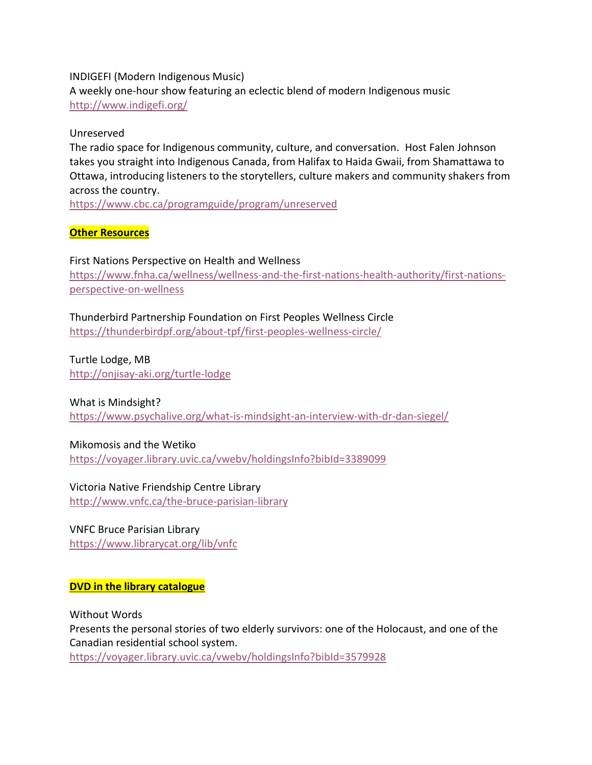INDIGEFI (Modern Indigenous Music)
A weekly one-hour show featuring an eclectic blend of modern Indigenous music
http://www.indigefi.org/

Unreserved
The radio space for Indigenous community, culture, and conversation. Host Falen Johnson takes you straight into Indigenous Canada, from Halifax to Haida Gwaii, from Shamattawa to Ottawa, introducing listeners to the storytellers, culture makers and community shakers from across the country.
https://www.cbc.ca/programguide/program/unreserved

**Other Resources**

First Nations Perspective on Health and Wellness
https://www.fnha.ca/wellness/wellness-and-the-first-nations-health-authority/first-nations-perspective-on-wellness

Thunderbird Partnership Foundation on First Peoples Wellness Circle
https://thunderbirdpf.org/about-tpf/first-peoples-wellness-circle/

Turtle Lodge, MB
http://onjisay-aki.org/turtle-lodge

What is Mindsight?
https://www.psychalive.org/what-is-mindsight-an-interview-with-dr-dan-siegel/

Mikomosis and the Wetiko
https://voyager.library.uvic.ca/vwebv/holdingsInfo?bibId=3389099

Victoria Native Friendship Centre Library
http://www.vnfc.ca/the-bruce-parisian-library

VNFC Bruce Parisian Library
https://www.librarycat.org/lib/vnfc

**DVD in the library catalogue**

Without Words
Presents the personal stories of two elderly survivors: one of the Holocaust, and one of the Canadian residential school system.
https://voyager.library.uvic.ca/vwebv/holdingsInfo?bibId=3579928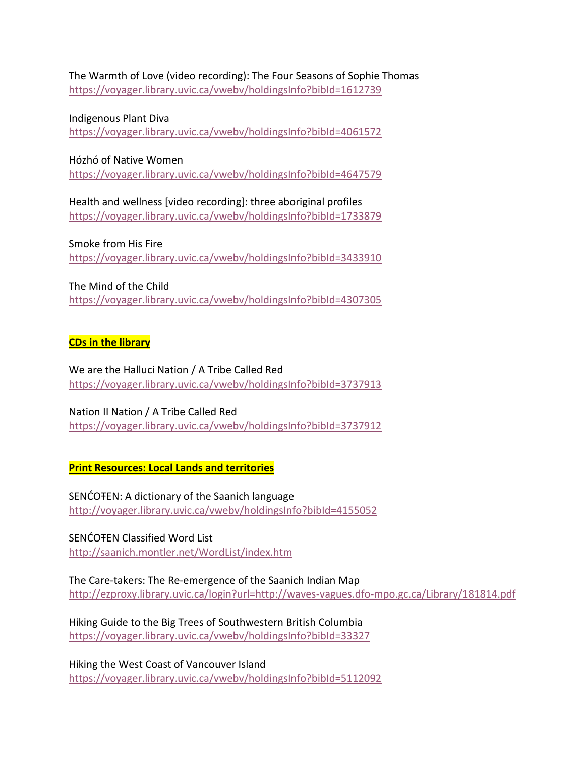The Warmth of Love (video recording): The Four Seasons of Sophie Thomas
https://voyager.library.uvic.ca/vwebv/holdingsInfo?bibId=1612739

Indigenous Plant Diva
https://voyager.library.uvic.ca/vwebv/holdingsInfo?bibId=4061572

Hózhó of Native Women
https://voyager.library.uvic.ca/vwebv/holdingsInfo?bibId=4647579

Health and wellness [video recording]: three aboriginal profiles
https://voyager.library.uvic.ca/vwebv/holdingsInfo?bibId=1733879

Smoke from His Fire
https://voyager.library.uvic.ca/vwebv/holdingsInfo?bibId=3433910

The Mind of the Child
https://voyager.library.uvic.ca/vwebv/holdingsInfo?bibId=4307305

**CDs in the library**

We are the Halluci Nation / A Tribe Called Red
https://voyager.library.uvic.ca/vwebv/holdingsInfo?bibId=3737913

Nation II Nation / A Tribe Called Red
https://voyager.library.uvic.ca/vwebv/holdingsInfo?bibId=3737912

**Print Resources: Local Lands and territories**

SENĆOŦEN: A dictionary of the Saanich language
http://voyager.library.uvic.ca/vwebv/holdingsInfo?bibId=4155052

SENĆOŦEN Classified Word List
http://saanich.montler.net/WordList/index.htm

The Care-takers: The Re-emergence of the Saanich Indian Map
http://ezproxy.library.uvic.ca/login?url=http://waves-vagues.dfo-mpo.gc.ca/Library/181814.pdf

Hiking Guide to the Big Trees of Southwestern British Columbia
https://voyager.library.uvic.ca/vwebv/holdingsInfo?bibId=33327

Hiking the West Coast of Vancouver Island
https://voyager.library.uvic.ca/vwebv/holdingsInfo?bibId=5112092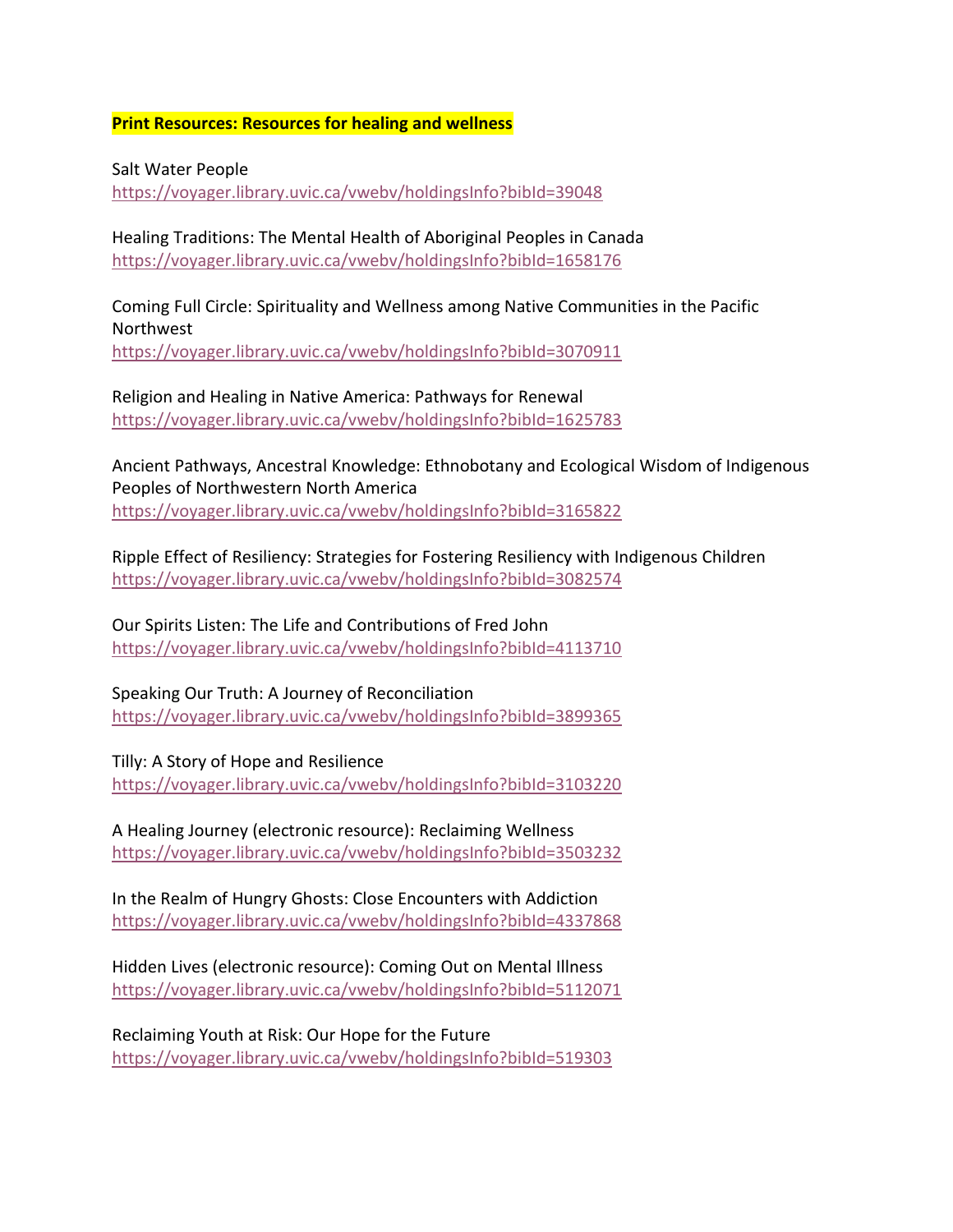**Print Resources: Resources for healing and wellness**

Salt Water People
https://voyager.library.uvic.ca/vwebv/holdingsInfo?bibId=39048

Healing Traditions: The Mental Health of Aboriginal Peoples in Canada
https://voyager.library.uvic.ca/vwebv/holdingsInfo?bibId=1658176

Coming Full Circle: Spirituality and Wellness among Native Communities in the Pacific Northwest
https://voyager.library.uvic.ca/vwebv/holdingsInfo?bibId=3070911

Religion and Healing in Native America: Pathways for Renewal
https://voyager.library.uvic.ca/vwebv/holdingsInfo?bibId=1625783

Ancient Pathways, Ancestral Knowledge: Ethnobotany and Ecological Wisdom of Indigenous Peoples of Northwestern North America
https://voyager.library.uvic.ca/vwebv/holdingsInfo?bibId=3165822

Ripple Effect of Resiliency: Strategies for Fostering Resiliency with Indigenous Children
https://voyager.library.uvic.ca/vwebv/holdingsInfo?bibId=3082574

Our Spirits Listen: The Life and Contributions of Fred John
https://voyager.library.uvic.ca/vwebv/holdingsInfo?bibId=4113710

Speaking Our Truth: A Journey of Reconciliation
https://voyager.library.uvic.ca/vwebv/holdingsInfo?bibId=3899365

Tilly: A Story of Hope and Resilience
https://voyager.library.uvic.ca/vwebv/holdingsInfo?bibId=3103220

A Healing Journey (electronic resource): Reclaiming Wellness
https://voyager.library.uvic.ca/vwebv/holdingsInfo?bibId=3503232

In the Realm of Hungry Ghosts: Close Encounters with Addiction
https://voyager.library.uvic.ca/vwebv/holdingsInfo?bibId=4337868

Hidden Lives (electronic resource): Coming Out on Mental Illness
https://voyager.library.uvic.ca/vwebv/holdingsInfo?bibId=5112071

Reclaiming Youth at Risk: Our Hope for the Future
https://voyager.library.uvic.ca/vwebv/holdingsInfo?bibId=519303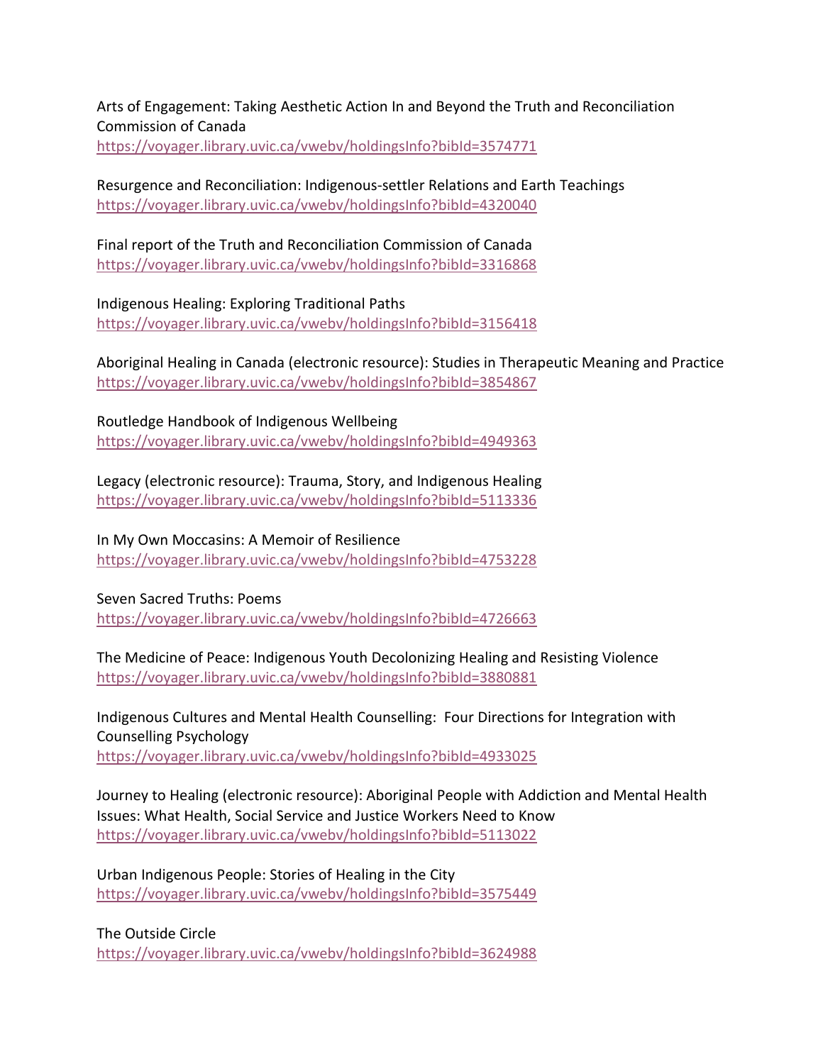Arts of Engagement: Taking Aesthetic Action In and Beyond the Truth and Reconciliation Commission of Canada
https://voyager.library.uvic.ca/vwebv/holdingsInfo?bibId=3574771

Resurgence and Reconciliation: Indigenous-settler Relations and Earth Teachings
https://voyager.library.uvic.ca/vwebv/holdingsInfo?bibId=4320040

Final report of the Truth and Reconciliation Commission of Canada
https://voyager.library.uvic.ca/vwebv/holdingsInfo?bibId=3316868

Indigenous Healing: Exploring Traditional Paths
https://voyager.library.uvic.ca/vwebv/holdingsInfo?bibId=3156418

Aboriginal Healing in Canada (electronic resource): Studies in Therapeutic Meaning and Practice
https://voyager.library.uvic.ca/vwebv/holdingsInfo?bibId=3854867

Routledge Handbook of Indigenous Wellbeing
https://voyager.library.uvic.ca/vwebv/holdingsInfo?bibId=4949363

Legacy (electronic resource): Trauma, Story, and Indigenous Healing
https://voyager.library.uvic.ca/vwebv/holdingsInfo?bibId=5113336

In My Own Moccasins: A Memoir of Resilience
https://voyager.library.uvic.ca/vwebv/holdingsInfo?bibId=4753228

Seven Sacred Truths: Poems
https://voyager.library.uvic.ca/vwebv/holdingsInfo?bibId=4726663

The Medicine of Peace: Indigenous Youth Decolonizing Healing and Resisting Violence
https://voyager.library.uvic.ca/vwebv/holdingsInfo?bibId=3880881

Indigenous Cultures and Mental Health Counselling: Four Directions for Integration with Counselling Psychology
https://voyager.library.uvic.ca/vwebv/holdingsInfo?bibId=4933025

Journey to Healing (electronic resource): Aboriginal People with Addiction and Mental Health Issues: What Health, Social Service and Justice Workers Need to Know
https://voyager.library.uvic.ca/vwebv/holdingsInfo?bibId=5113022

Urban Indigenous People: Stories of Healing in the City
https://voyager.library.uvic.ca/vwebv/holdingsInfo?bibId=3575449

The Outside Circle
https://voyager.library.uvic.ca/vwebv/holdingsInfo?bibId=3624988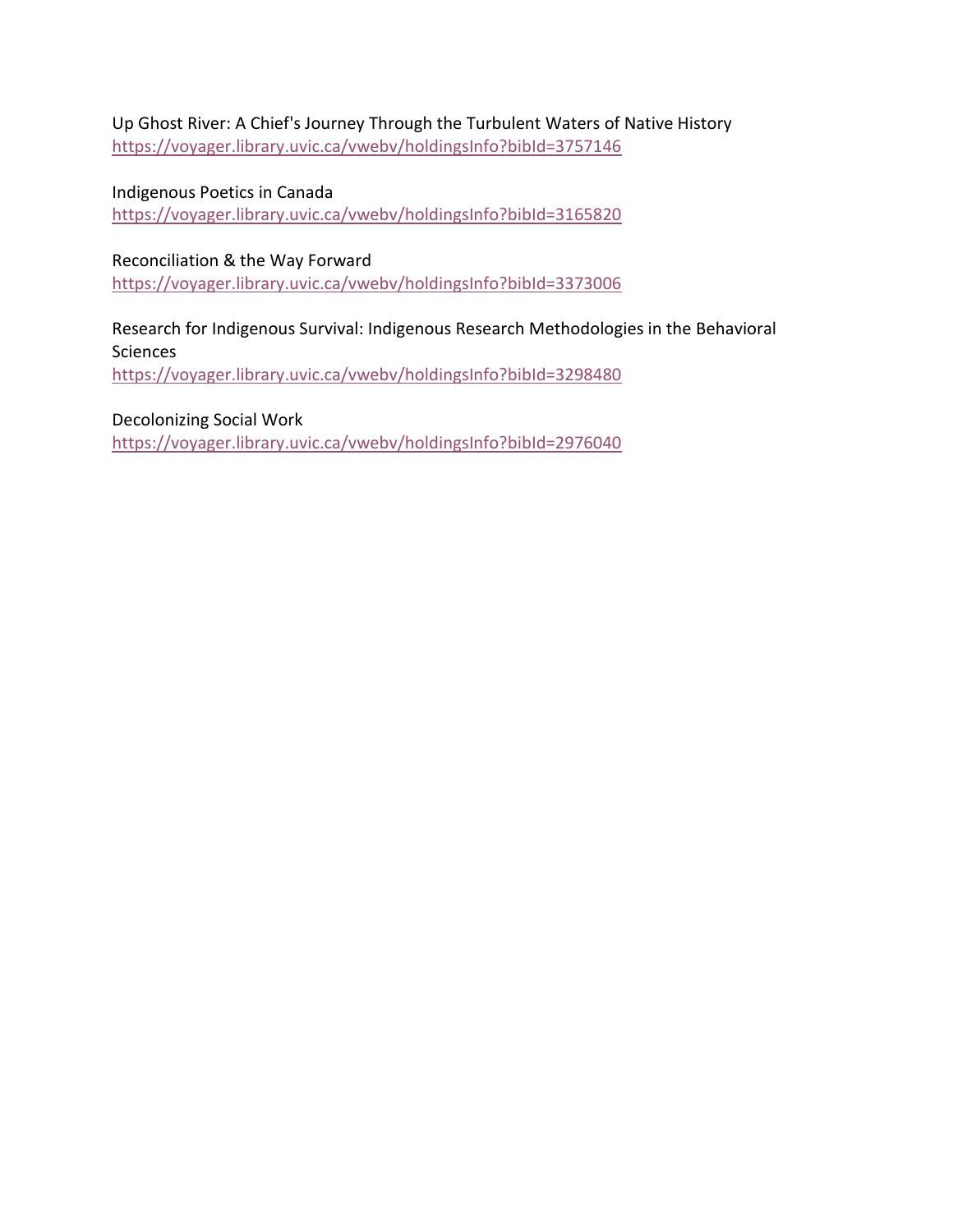Up Ghost River: A Chief's Journey Through the Turbulent Waters of Native History
https://voyager.library.uvic.ca/vwebv/holdingsInfo?bibId=3757146

Indigenous Poetics in Canada
https://voyager.library.uvic.ca/vwebv/holdingsInfo?bibId=3165820

Reconciliation & the Way Forward
https://voyager.library.uvic.ca/vwebv/holdingsInfo?bibId=3373006

Research for Indigenous Survival: Indigenous Research Methodologies in the Behavioral Sciences
https://voyager.library.uvic.ca/vwebv/holdingsInfo?bibId=3298480

Decolonizing Social Work
https://voyager.library.uvic.ca/vwebv/holdingsInfo?bibId=2976040